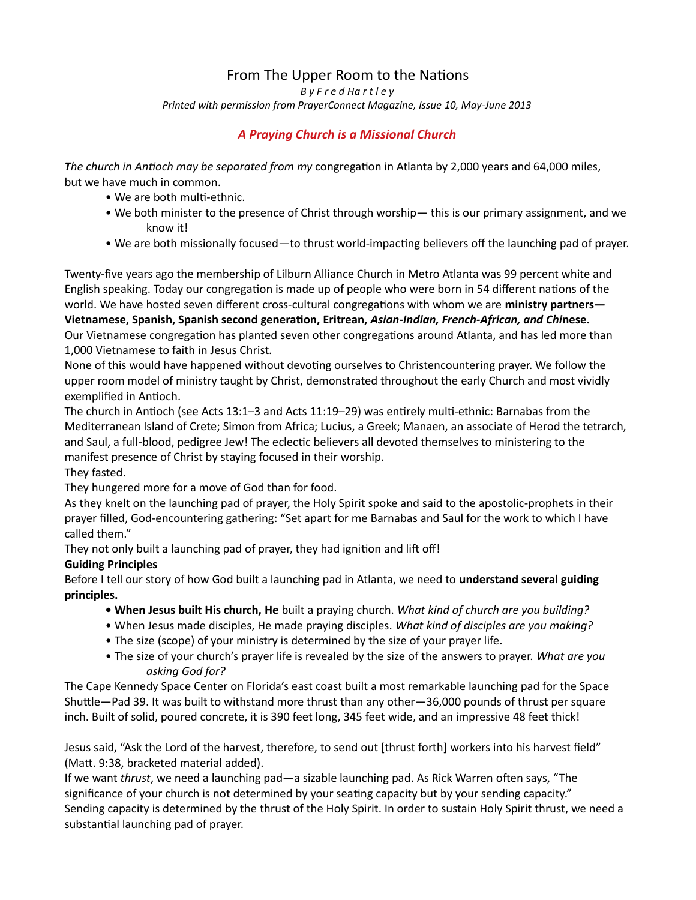# From The Upper Room to the Nations

*By Fred Hartley*

*Printed with permission from PrayerConnect Magazine, Issue 10, May-June 2013*

## *A Praying Church is a Missional Church*

***T**he church in Antioch may be separated from my* congregation in Atlanta by 2,000 years and 64,000 miles, but we have much in common.

- We are both multi-ethnic.
- We both minister to the presence of Christ through worship— this is our primary assignment, and we know it!
- We are both missionally focused—to thrust world-impacting believers off the launching pad of prayer.

Twenty-five years ago the membership of Lilburn Alliance Church in Metro Atlanta was 99 percent white and English speaking. Today our congregation is made up of people who were born in 54 different nations of the world. We have hosted seven different cross-cultural congregations with whom we are **ministry partners—Vietnamese, Spanish, Spanish second generation, Eritrean, *Asian-Indian, French-African, and Chi*nese.**

Our Vietnamese congregation has planted seven other congregations around Atlanta, and has led more than 1,000 Vietnamese to faith in Jesus Christ.

None of this would have happened without devoting ourselves to Christencountering prayer. We follow the upper room model of ministry taught by Christ, demonstrated throughout the early Church and most vividly exemplified in Antioch.

The church in Antioch (see Acts 13:1–3 and Acts 11:19–29) was entirely multi-ethnic: Barnabas from the Mediterranean Island of Crete; Simon from Africa; Lucius, a Greek; Manaen, an associate of Herod the tetrarch, and Saul, a full-blood, pedigree Jew! The eclectic believers all devoted themselves to ministering to the manifest presence of Christ by staying focused in their worship.

They fasted.

They hungered more for a move of God than for food.

As they knelt on the launching pad of prayer, the Holy Spirit spoke and said to the apostolic-prophets in their prayer filled, God-encountering gathering: "Set apart for me Barnabas and Saul for the work to which I have called them."

They not only built a launching pad of prayer, they had ignition and lift off!

**Guiding Principles**

Before I tell our story of how God built a launching pad in Atlanta, we need to **understand several guiding principles.**

- **When Jesus built His church, He** built a praying church. *What kind of church are you building?*
- When Jesus made disciples, He made praying disciples. *What kind of disciples are you making?*
- The size (scope) of your ministry is determined by the size of your prayer life.
- The size of your church's prayer life is revealed by the size of the answers to prayer. *What are you asking God for?*

The Cape Kennedy Space Center on Florida's east coast built a most remarkable launching pad for the Space Shuttle—Pad 39. It was built to withstand more thrust than any other—36,000 pounds of thrust per square inch. Built of solid, poured concrete, it is 390 feet long, 345 feet wide, and an impressive 48 feet thick!

Jesus said, "Ask the Lord of the harvest, therefore, to send out [thrust forth] workers into his harvest field" (Matt. 9:38, bracketed material added).

If we want *thrust*, we need a launching pad—a sizable launching pad. As Rick Warren often says, "The significance of your church is not determined by your seating capacity but by your sending capacity."

Sending capacity is determined by the thrust of the Holy Spirit. In order to sustain Holy Spirit thrust, we need a substantial launching pad of prayer.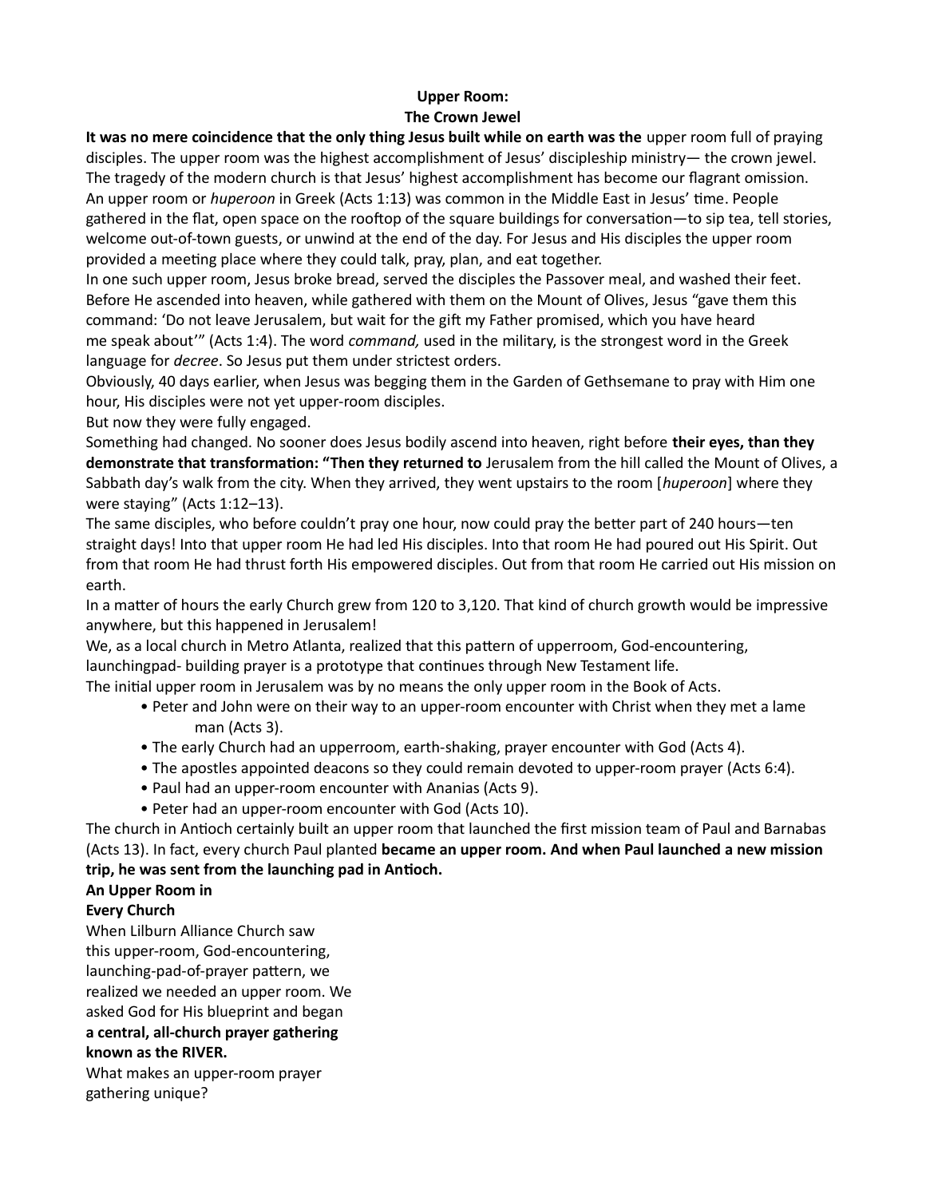**Upper Room:**
**The Crown Jewel**

**It was no mere coincidence that the only thing Jesus built while on earth was the** upper room full of praying disciples. The upper room was the highest accomplishment of Jesus' discipleship ministry— the crown jewel. The tragedy of the modern church is that Jesus' highest accomplishment has become our flagrant omission.

An upper room or *huperoon* in Greek (Acts 1:13) was common in the Middle East in Jesus' time. People gathered in the flat, open space on the rooftop of the square buildings for conversation—to sip tea, tell stories, welcome out-of-town guests, or unwind at the end of the day. For Jesus and His disciples the upper room provided a meeting place where they could talk, pray, plan, and eat together.

In one such upper room, Jesus broke bread, served the disciples the Passover meal, and washed their feet. Before He ascended into heaven, while gathered with them on the Mount of Olives, Jesus "gave them this command: 'Do not leave Jerusalem, but wait for the gift my Father promised, which you have heard me speak about'" (Acts 1:4). The word *command,* used in the military, is the strongest word in the Greek language for *decree*. So Jesus put them under strictest orders.

Obviously, 40 days earlier, when Jesus was begging them in the Garden of Gethsemane to pray with Him one hour, His disciples were not yet upper-room disciples.

But now they were fully engaged.

Something had changed. No sooner does Jesus bodily ascend into heaven, right before **their eyes, than they demonstrate that transformation: "Then they returned to** Jerusalem from the hill called the Mount of Olives, a Sabbath day's walk from the city. When they arrived, they went upstairs to the room [*huperoon*] where they were staying" (Acts 1:12–13).

The same disciples, who before couldn't pray one hour, now could pray the better part of 240 hours—ten straight days! Into that upper room He had led His disciples. Into that room He had poured out His Spirit. Out from that room He had thrust forth His empowered disciples. Out from that room He carried out His mission on earth.

In a matter of hours the early Church grew from 120 to 3,120. That kind of church growth would be impressive anywhere, but this happened in Jerusalem!

We, as a local church in Metro Atlanta, realized that this pattern of upperroom, God-encountering, launchingpad- building prayer is a prototype that continues through New Testament life.

The initial upper room in Jerusalem was by no means the only upper room in the Book of Acts.

- Peter and John were on their way to an upper-room encounter with Christ when they met a lame man (Acts 3).
- The early Church had an upperroom, earth-shaking, prayer encounter with God (Acts 4).
- The apostles appointed deacons so they could remain devoted to upper-room prayer (Acts 6:4).
- Paul had an upper-room encounter with Ananias (Acts 9).
- Peter had an upper-room encounter with God (Acts 10).

The church in Antioch certainly built an upper room that launched the first mission team of Paul and Barnabas (Acts 13). In fact, every church Paul planted **became an upper room. And when Paul launched a new mission trip, he was sent from the launching pad in Antioch.**

**An Upper Room in Every Church**

When Lilburn Alliance Church saw this upper-room, God-encountering, launching-pad-of-prayer pattern, we realized we needed an upper room. We asked God for His blueprint and began **a central, all-church prayer gathering known as the RIVER.**

What makes an upper-room prayer gathering unique?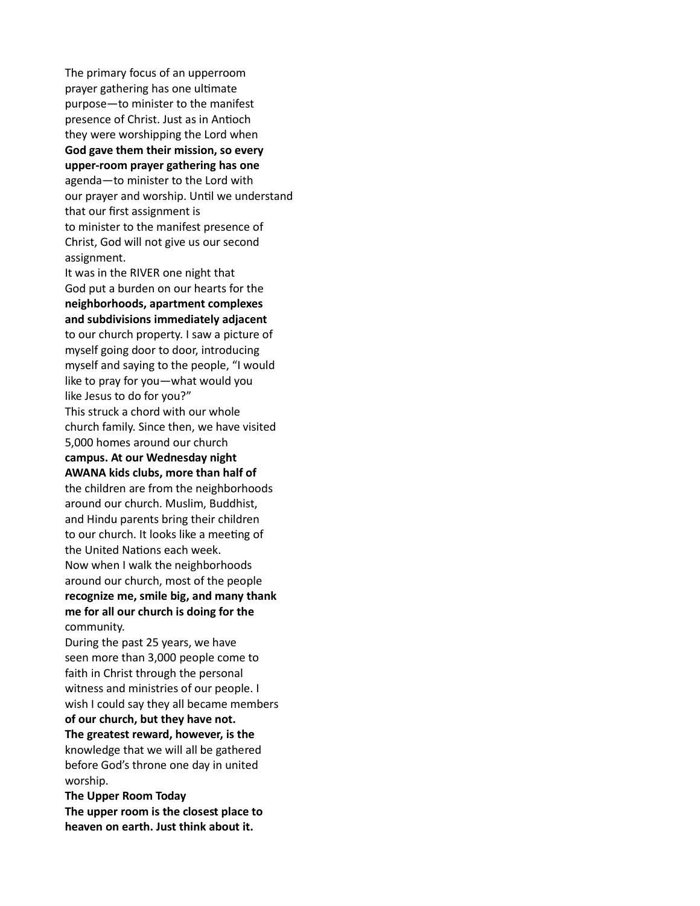The primary focus of an upperroom prayer gathering has one ultimate purpose—to minister to the manifest presence of Christ. Just as in Antioch they were worshipping the Lord when **God gave them their mission, so every upper-room prayer gathering has one** agenda—to minister to the Lord with our prayer and worship. Until we understand that our first assignment is to minister to the manifest presence of Christ, God will not give us our second assignment.

It was in the RIVER one night that God put a burden on our hearts for the **neighborhoods, apartment complexes and subdivisions immediately adjacent** to our church property. I saw a picture of myself going door to door, introducing myself and saying to the people, "I would like to pray for you—what would you like Jesus to do for you?"

This struck a chord with our whole church family. Since then, we have visited 5,000 homes around our church **campus. At our Wednesday night AWANA kids clubs, more than half of** the children are from the neighborhoods around our church. Muslim, Buddhist, and Hindu parents bring their children to our church. It looks like a meeting of the United Nations each week.

Now when I walk the neighborhoods around our church, most of the people **recognize me, smile big, and many thank me for all our church is doing for the** community.

During the past 25 years, we have seen more than 3,000 people come to faith in Christ through the personal witness and ministries of our people. I wish I could say they all became members **of our church, but they have not.**

**The greatest reward, however, is the** knowledge that we will all be gathered before God's throne one day in united worship.

**The Upper Room Today**

**The upper room is the closest place to heaven on earth. Just think about it.**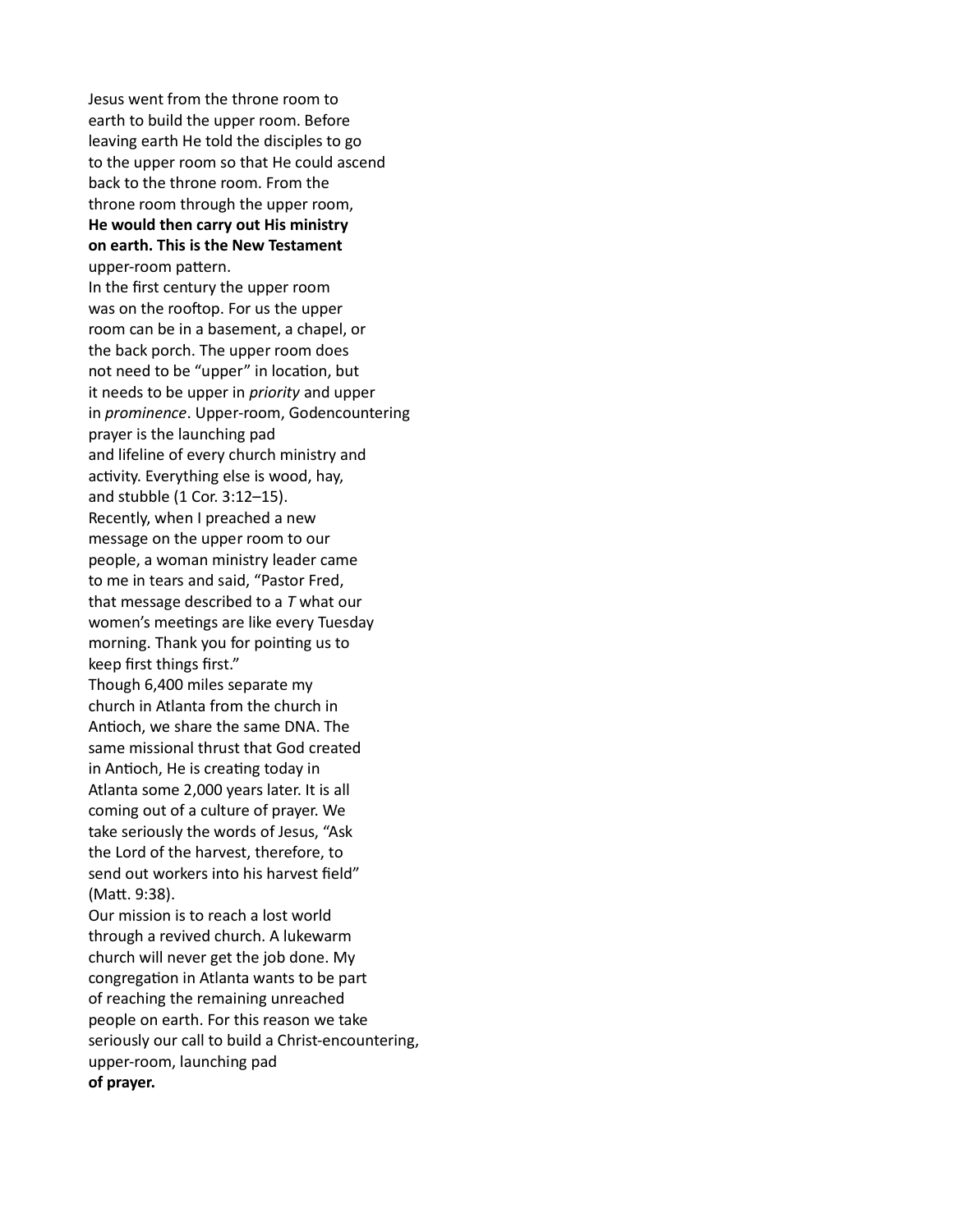Jesus went from the throne room to earth to build the upper room. Before leaving earth He told the disciples to go to the upper room so that He could ascend back to the throne room. From the throne room through the upper room, **He would then carry out His ministry on earth. This is the New Testament** upper-room pattern.

In the first century the upper room was on the rooftop. For us the upper room can be in a basement, a chapel, or the back porch. The upper room does not need to be "upper" in location, but it needs to be upper in *priority* and upper in *prominence*. Upper-room, Godencountering prayer is the launching pad and lifeline of every church ministry and activity. Everything else is wood, hay, and stubble (1 Cor. 3:12–15).

Recently, when I preached a new message on the upper room to our people, a woman ministry leader came to me in tears and said, "Pastor Fred, that message described to a *T* what our women's meetings are like every Tuesday morning. Thank you for pointing us to keep first things first."

Though 6,400 miles separate my church in Atlanta from the church in Antioch, we share the same DNA. The same missional thrust that God created in Antioch, He is creating today in Atlanta some 2,000 years later. It is all coming out of a culture of prayer. We take seriously the words of Jesus, "Ask the Lord of the harvest, therefore, to send out workers into his harvest field" (Matt. 9:38).

Our mission is to reach a lost world through a revived church. A lukewarm church will never get the job done. My congregation in Atlanta wants to be part of reaching the remaining unreached people on earth. For this reason we take seriously our call to build a Christ-encountering, upper-room, launching pad **of prayer.**